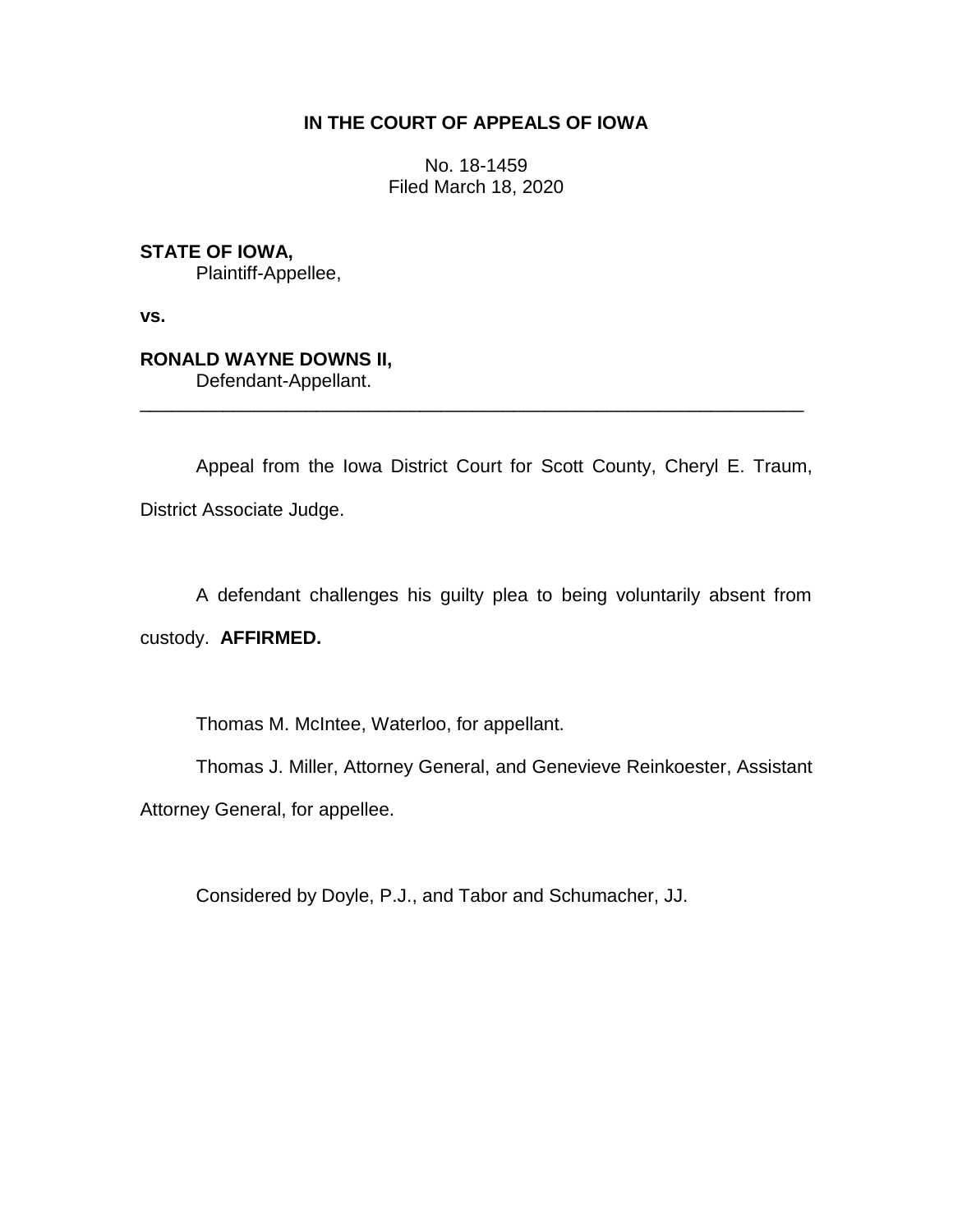**IN THE COURT OF APPEALS OF IOWA**

No. 18-1459
Filed March 18, 2020

**STATE OF IOWA,**
Plaintiff-Appellee,

**vs.**

**RONALD WAYNE DOWNS II,**
Defendant-Appellant.

---

Appeal from the Iowa District Court for Scott County, Cheryl E. Traum, District Associate Judge.

A defendant challenges his guilty plea to being voluntarily absent from custody. **AFFIRMED.**

Thomas M. McIntee, Waterloo, for appellant.

Thomas J. Miller, Attorney General, and Genevieve Reinkoester, Assistant Attorney General, for appellee.

Considered by Doyle, P.J., and Tabor and Schumacher, JJ.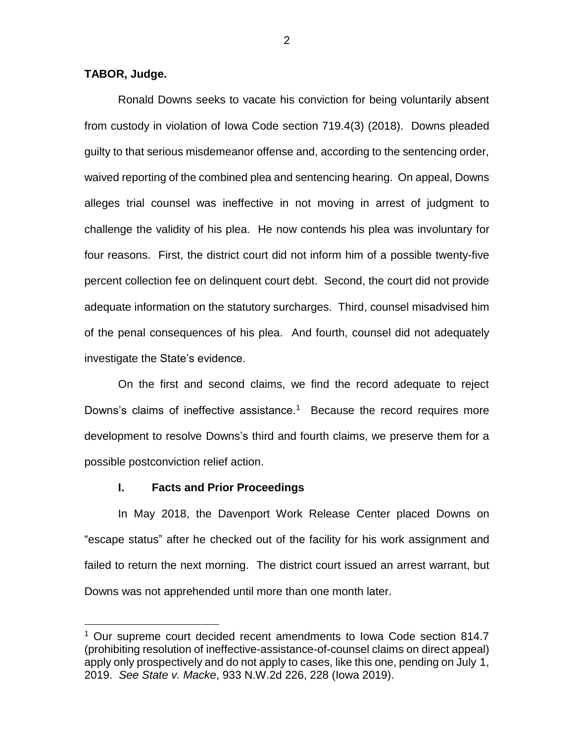**TABOR, Judge.**

Ronald Downs seeks to vacate his conviction for being voluntarily absent from custody in violation of Iowa Code section 719.4(3) (2018). Downs pleaded guilty to that serious misdemeanor offense and, according to the sentencing order, waived reporting of the combined plea and sentencing hearing. On appeal, Downs alleges trial counsel was ineffective in not moving in arrest of judgment to challenge the validity of his plea. He now contends his plea was involuntary for four reasons. First, the district court did not inform him of a possible twenty-five percent collection fee on delinquent court debt. Second, the court did not provide adequate information on the statutory surcharges. Third, counsel misadvised him of the penal consequences of his plea. And fourth, counsel did not adequately investigate the State's evidence.

On the first and second claims, we find the record adequate to reject Downs's claims of ineffective assistance.[1] Because the record requires more development to resolve Downs's third and fourth claims, we preserve them for a possible postconviction relief action.

## I. Facts and Prior Proceedings

In May 2018, the Davenport Work Release Center placed Downs on "escape status" after he checked out of the facility for his work assignment and failed to return the next morning. The district court issued an arrest warrant, but Downs was not apprehended until more than one month later.

[1] Our supreme court decided recent amendments to Iowa Code section 814.7 (prohibiting resolution of ineffective-assistance-of-counsel claims on direct appeal) apply only prospectively and do not apply to cases, like this one, pending on July 1, 2019. *See State v. Macke*, 933 N.W.2d 226, 228 (Iowa 2019).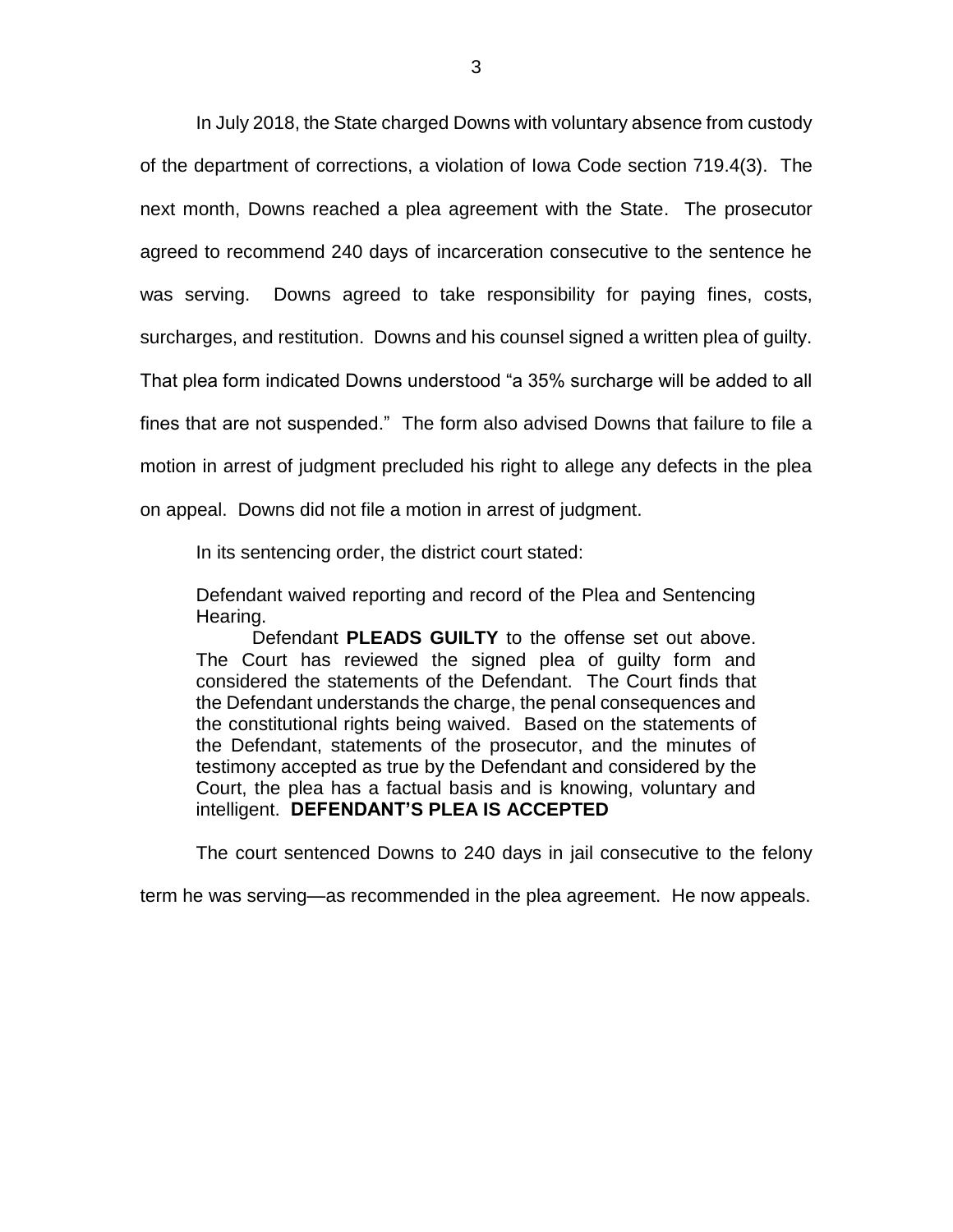In July 2018, the State charged Downs with voluntary absence from custody of the department of corrections, a violation of Iowa Code section 719.4(3). The next month, Downs reached a plea agreement with the State. The prosecutor agreed to recommend 240 days of incarceration consecutive to the sentence he was serving. Downs agreed to take responsibility for paying fines, costs, surcharges, and restitution. Downs and his counsel signed a written plea of guilty. That plea form indicated Downs understood "a 35% surcharge will be added to all fines that are not suspended." The form also advised Downs that failure to file a motion in arrest of judgment precluded his right to allege any defects in the plea on appeal. Downs did not file a motion in arrest of judgment.

In its sentencing order, the district court stated:

> Defendant waived reporting and record of the Plea and Sentencing Hearing.
>
> Defendant **PLEADS GUILTY** to the offense set out above. The Court has reviewed the signed plea of guilty form and considered the statements of the Defendant. The Court finds that the Defendant understands the charge, the penal consequences and the constitutional rights being waived. Based on the statements of the Defendant, statements of the prosecutor, and the minutes of testimony accepted as true by the Defendant and considered by the Court, the plea has a factual basis and is knowing, voluntary and intelligent. **DEFENDANT'S PLEA IS ACCEPTED**

The court sentenced Downs to 240 days in jail consecutive to the felony term he was serving—as recommended in the plea agreement. He now appeals.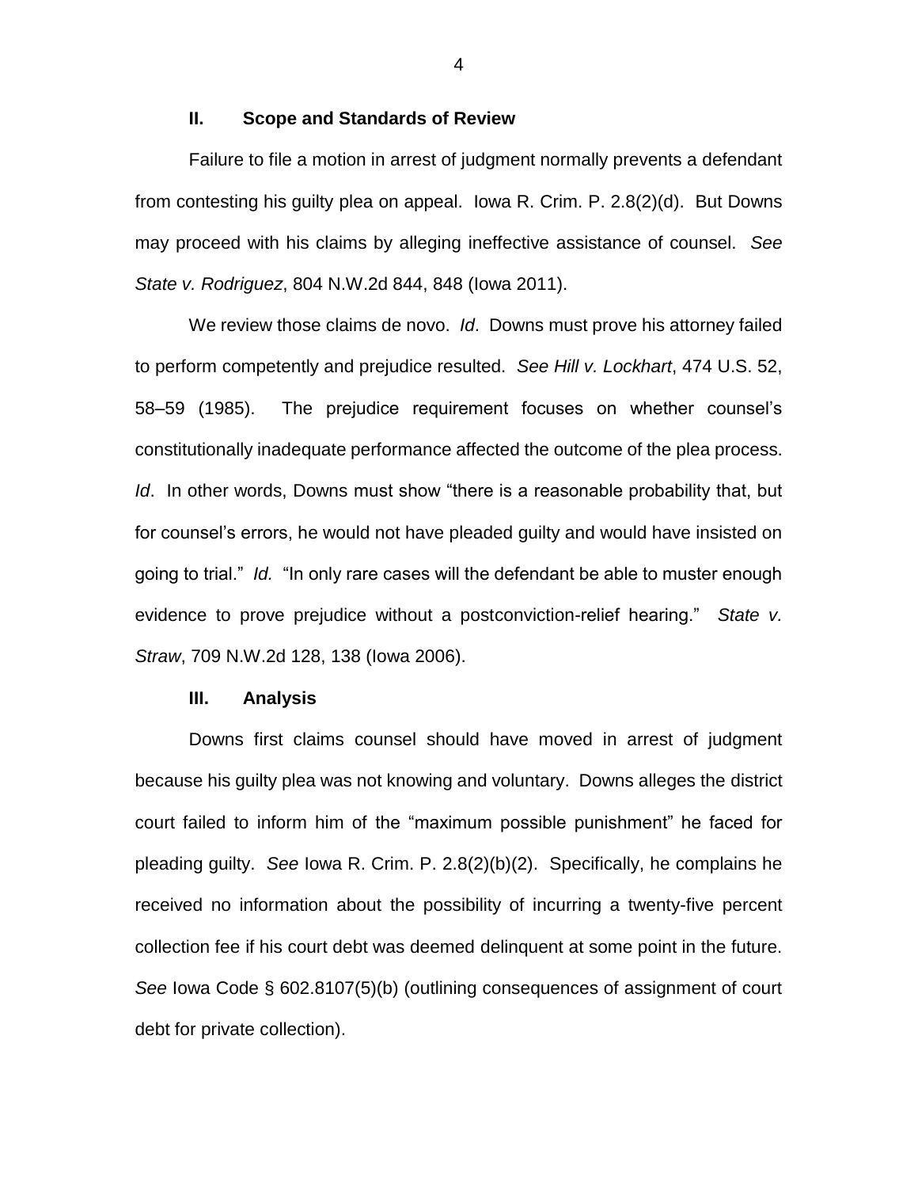## II. Scope and Standards of Review

Failure to file a motion in arrest of judgment normally prevents a defendant from contesting his guilty plea on appeal. Iowa R. Crim. P. 2.8(2)(d). But Downs may proceed with his claims by alleging ineffective assistance of counsel. *See State v. Rodriguez*, 804 N.W.2d 844, 848 (Iowa 2011).

We review those claims de novo. *Id*. Downs must prove his attorney failed to perform competently and prejudice resulted. *See Hill v. Lockhart*, 474 U.S. 52, 58–59 (1985). The prejudice requirement focuses on whether counsel's constitutionally inadequate performance affected the outcome of the plea process. *Id*. In other words, Downs must show "there is a reasonable probability that, but for counsel's errors, he would not have pleaded guilty and would have insisted on going to trial." *Id.* "In only rare cases will the defendant be able to muster enough evidence to prove prejudice without a postconviction-relief hearing." *State v. Straw*, 709 N.W.2d 128, 138 (Iowa 2006).

## III. Analysis

Downs first claims counsel should have moved in arrest of judgment because his guilty plea was not knowing and voluntary. Downs alleges the district court failed to inform him of the "maximum possible punishment" he faced for pleading guilty. *See* Iowa R. Crim. P. 2.8(2)(b)(2). Specifically, he complains he received no information about the possibility of incurring a twenty-five percent collection fee if his court debt was deemed delinquent at some point in the future. *See* Iowa Code § 602.8107(5)(b) (outlining consequences of assignment of court debt for private collection).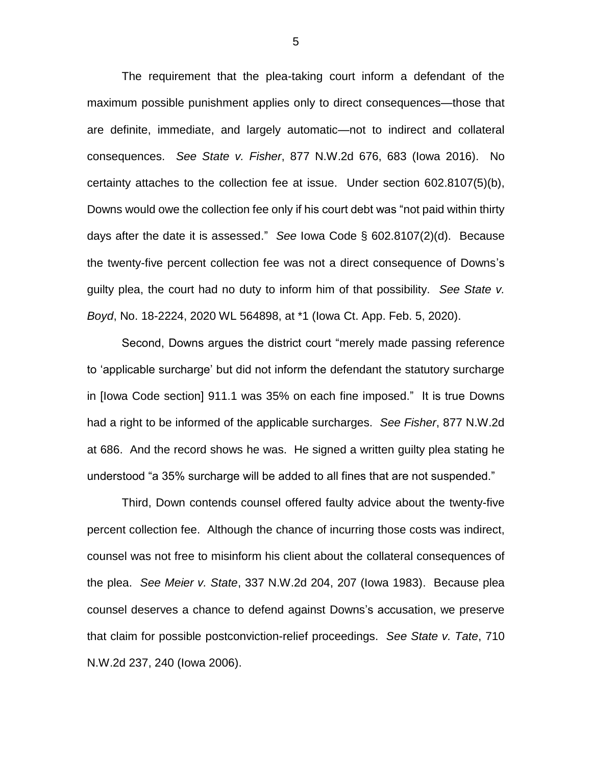The requirement that the plea-taking court inform a defendant of the maximum possible punishment applies only to direct consequences—those that are definite, immediate, and largely automatic—not to indirect and collateral consequences. *See State v. Fisher*, 877 N.W.2d 676, 683 (Iowa 2016). No certainty attaches to the collection fee at issue. Under section 602.8107(5)(b), Downs would owe the collection fee only if his court debt was "not paid within thirty days after the date it is assessed." *See* Iowa Code § 602.8107(2)(d). Because the twenty-five percent collection fee was not a direct consequence of Downs's guilty plea, the court had no duty to inform him of that possibility. *See State v. Boyd*, No. 18-2224, 2020 WL 564898, at *1 (Iowa Ct. App. Feb. 5, 2020).

Second, Downs argues the district court "merely made passing reference to 'applicable surcharge' but did not inform the defendant the statutory surcharge in [Iowa Code section] 911.1 was 35% on each fine imposed." It is true Downs had a right to be informed of the applicable surcharges. *See Fisher*, 877 N.W.2d at 686. And the record shows he was. He signed a written guilty plea stating he understood "a 35% surcharge will be added to all fines that are not suspended."

Third, Down contends counsel offered faulty advice about the twenty-five percent collection fee. Although the chance of incurring those costs was indirect, counsel was not free to misinform his client about the collateral consequences of the plea. *See Meier v. State*, 337 N.W.2d 204, 207 (Iowa 1983). Because plea counsel deserves a chance to defend against Downs's accusation, we preserve that claim for possible postconviction-relief proceedings. *See State v. Tate*, 710 N.W.2d 237, 240 (Iowa 2006).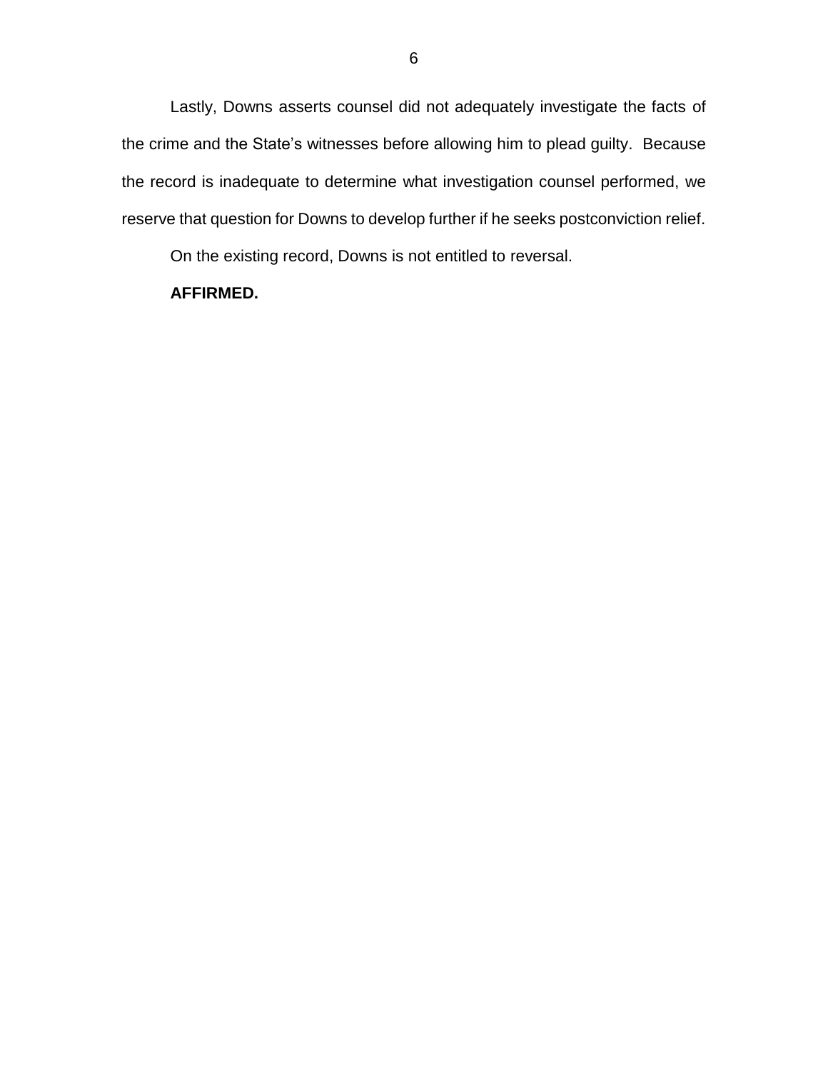Lastly, Downs asserts counsel did not adequately investigate the facts of the crime and the State's witnesses before allowing him to plead guilty. Because the record is inadequate to determine what investigation counsel performed, we reserve that question for Downs to develop further if he seeks postconviction relief.

On the existing record, Downs is not entitled to reversal.

**AFFIRMED.**